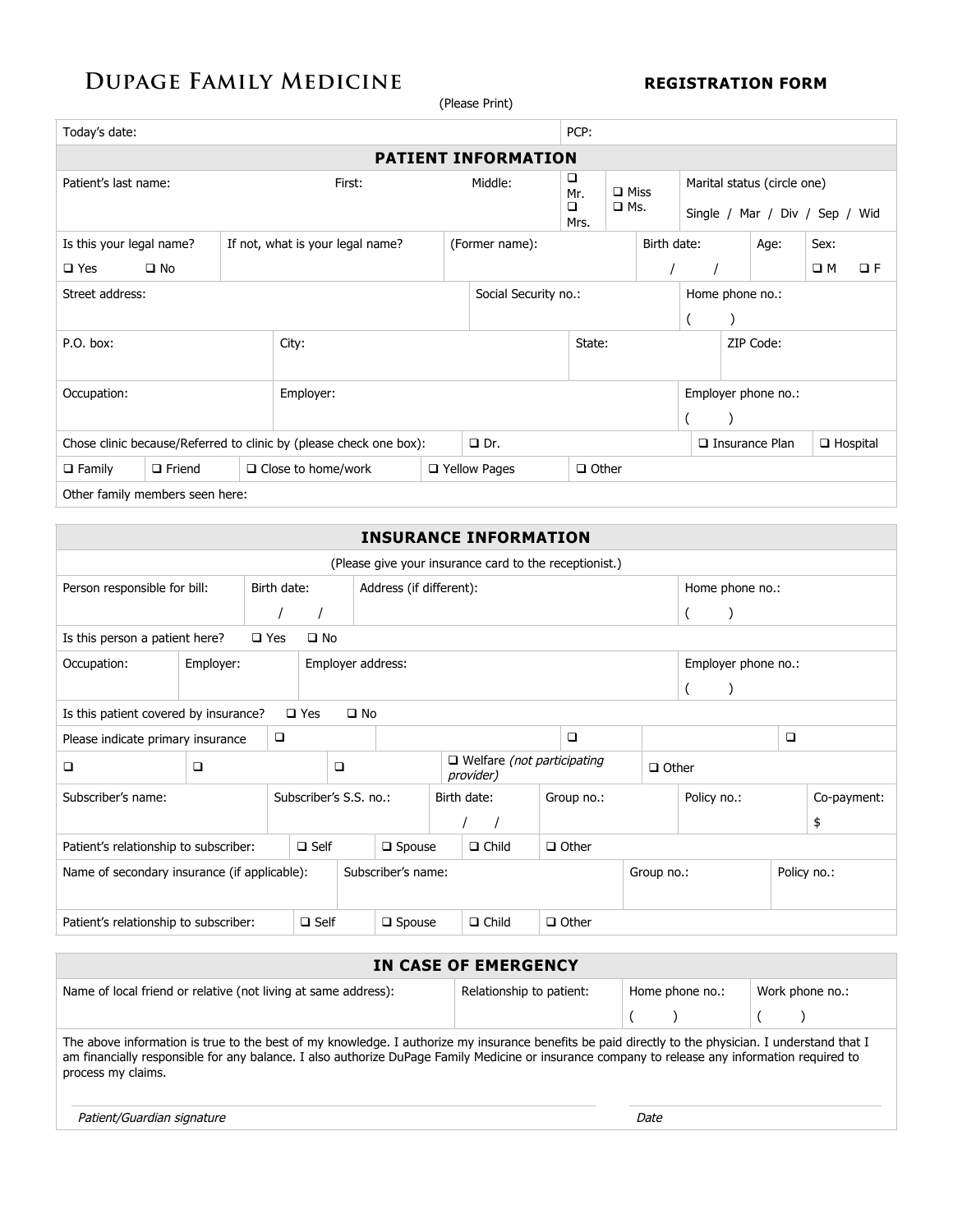# DuPage Family Medicine

**REGISTRATION FORM**

(Please Print)

| Today's date: | PCP: |
|---|---|

## PATIENT INFORMATION

| Patient's last name: | First: | Middle: | ❑ Mr. ❑ Mrs. | ❑ Miss ❑ Ms. | Marital status (circle one) Single / Mar / Div / Sep / Wid |
|---|---|---|---|---|---|

| Is this your legal name? ❑ Yes ❑ No | If not, what is your legal name? | (Former name): | Birth date: / / | Age: | Sex: ❑ M ❑ F |
|---|---|---|---|---|---|

| Street address: | Social Security no.: | Home phone no.: ( ) |
|---|---|---|

| P.O. box: | City: | State: | ZIP Code: |
|---|---|---|---|

| Occupation: | Employer: | Employer phone no.: ( ) |
|---|---|---|

| Chose clinic because/Referred to clinic by (please check one box): | ❑ Dr. | ❑ Insurance Plan | ❑ Hospital |
|---|---|---|---|

| ❑ Family | ❑ Friend | ❑ Close to home/work | ❑ Yellow Pages | ❑ Other |
|---|---|---|---|---|

Other family members seen here:

## INSURANCE INFORMATION

(Please give your insurance card to the receptionist.)

| Person responsible for bill: | Birth date: / / | Address (if different): | Home phone no.: ( ) |
|---|---|---|---|

Is this person a patient here? ❑ Yes ❑ No

| Occupation: | Employer: | Employer address: | Employer phone no.: ( ) |
|---|---|---|---|

Is this patient covered by insurance? ❑ Yes ❑ No

| Please indicate primary insurance | ❑ | ❑ | ❑ |
|---|---|---|---|

| ❑ | ❑ | ❑ | ❑ Welfare *(not participating provider)* | ❑ Other |
|---|---|---|---|---|

| Subscriber's name: | Subscriber's S.S. no.: | Birth date: / / | Group no.: | Policy no.: | Co-payment: $ |
|---|---|---|---|---|---|

Patient's relationship to subscriber: ❑ Self ❑ Spouse ❑ Child ❑ Other

| Name of secondary insurance (if applicable): | Subscriber's name: | Group no.: | Policy no.: |
|---|---|---|---|

Patient's relationship to subscriber: ❑ Self ❑ Spouse ❑ Child ❑ Other

## IN CASE OF EMERGENCY

| Name of local friend or relative (not living at same address): | Relationship to patient: | Home phone no.: ( ) | Work phone no.: ( ) |
|---|---|---|---|

The above information is true to the best of my knowledge. I authorize my insurance benefits be paid directly to the physician. I understand that I am financially responsible for any balance. I also authorize DuPage Family Medicine or insurance company to release any information required to process my claims.

*Patient/Guardian signature* ______________________ *Date* __________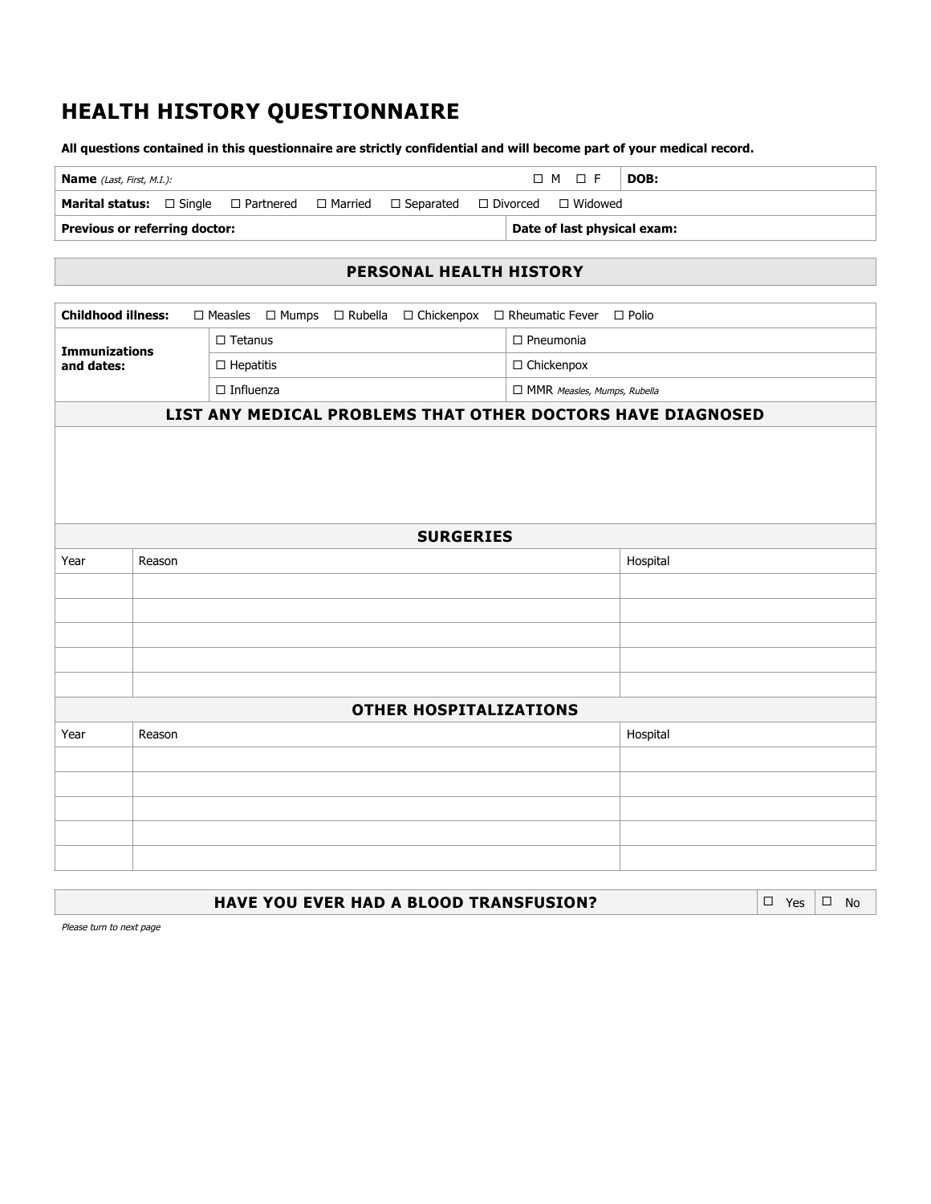# HEALTH HISTORY QUESTIONNAIRE

**All questions contained in this questionnaire are strictly confidential and will become part of your medical record.**

| **Name** *(Last, First, M.I.):* | ☐ M ☐ F | **DOB:** |
|---|---|---|
| **Marital status:** ☐ Single ☐ Partnered ☐ Married ☐ Separated ☐ Divorced ☐ Widowed | | |
| **Previous or referring doctor:** | **Date of last physical exam:** | |

## PERSONAL HEALTH HISTORY

| **Childhood illness:** ☐ Measles ☐ Mumps ☐ Rubella ☐ Chickenpox ☐ Rheumatic Fever ☐ Polio | | |
|---|---|---|
| **Immunizations and dates:** | ☐ Tetanus | ☐ Pneumonia |
| | ☐ Hepatitis | ☐ Chickenpox |
| | ☐ Influenza | ☐ MMR *Measles, Mumps, Rubella* |

### LIST ANY MEDICAL PROBLEMS THAT OTHER DOCTORS HAVE DIAGNOSED

### SURGERIES

| Year | Reason | Hospital |
|---|---|---|
| | | |
| | | |
| | | |
| | | |
| | | |

### OTHER HOSPITALIZATIONS

| Year | Reason | Hospital |
|---|---|---|
| | | |
| | | |
| | | |
| | | |
| | | |

| **HAVE YOU EVER HAD A BLOOD TRANSFUSION?** | ☐ Yes | ☐ No |
|---|---|---|

*Please turn to next page*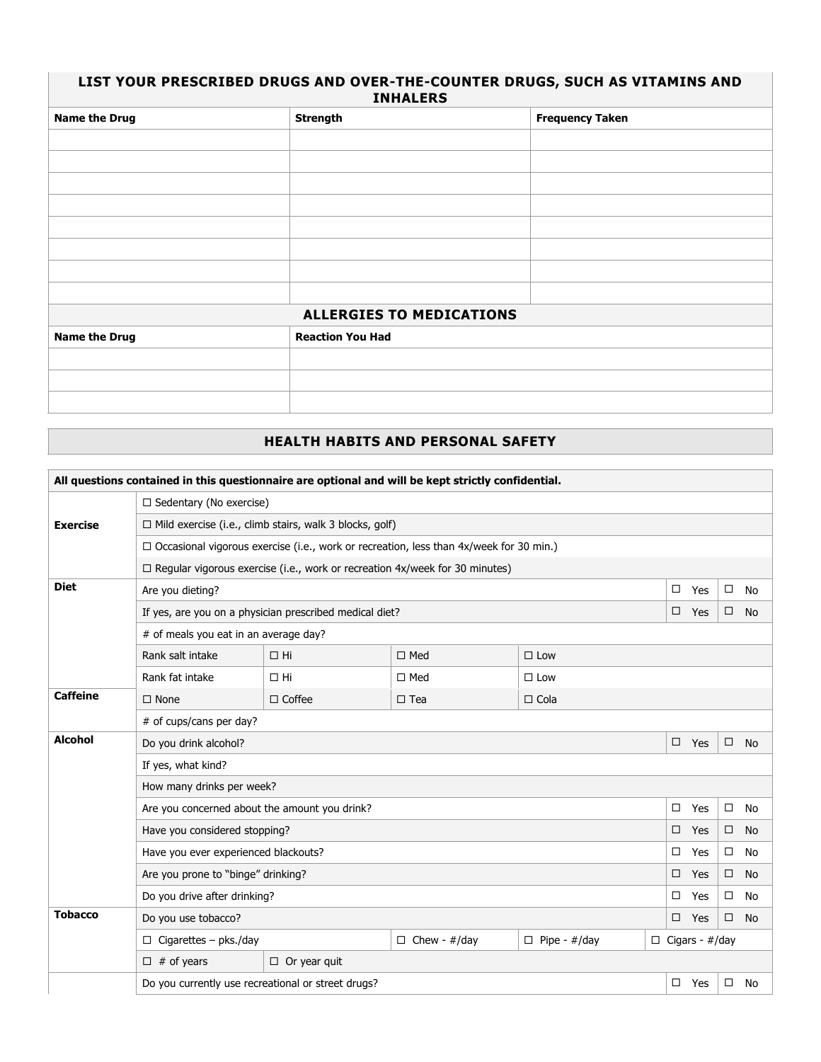## LIST YOUR PRESCRIBED DRUGS AND OVER-THE-COUNTER DRUGS, SUCH AS VITAMINS AND INHALERS

| Name the Drug | Strength | Frequency Taken |
|---|---|---|
| | | |
| | | |
| | | |
| | | |
| | | |
| | | |
| | | |
| | | |

## ALLERGIES TO MEDICATIONS

| Name the Drug | Reaction You Had |
|---|---|
| | |
| | |
| | |

## HEALTH HABITS AND PERSONAL SAFETY

**All questions contained in this questionnaire are optional and will be kept strictly confidential.**

| | | | | | | |
|---|---|---|---|---|---|---|
| **Exercise** | ☐ Sedentary (No exercise) | | | | | |
| | ☐ Mild exercise (i.e., climb stairs, walk 3 blocks, golf) | | | | | |
| | ☐ Occasional vigorous exercise (i.e., work or recreation, less than 4x/week for 30 min.) | | | | | |
| | ☐ Regular vigorous exercise (i.e., work or recreation 4x/week for 30 minutes) | | | | | |
| **Diet** | Are you dieting? | | | | ☐ Yes | ☐ No |
| | If yes, are you on a physician prescribed medical diet? | | | | ☐ Yes | ☐ No |
| | # of meals you eat in an average day? | | | | | |
| | Rank salt intake | ☐ Hi | ☐ Med | ☐ Low | | |
| | Rank fat intake | ☐ Hi | ☐ Med | ☐ Low | | |
| **Caffeine** | ☐ None | ☐ Coffee | ☐ Tea | ☐ Cola | | |
| | # of cups/cans per day? | | | | | |
| **Alcohol** | Do you drink alcohol? | | | | ☐ Yes | ☐ No |
| | If yes, what kind? | | | | | |
| | How many drinks per week? | | | | | |
| | Are you concerned about the amount you drink? | | | | ☐ Yes | ☐ No |
| | Have you considered stopping? | | | | ☐ Yes | ☐ No |
| | Have you ever experienced blackouts? | | | | ☐ Yes | ☐ No |
| | Are you prone to "binge" drinking? | | | | ☐ Yes | ☐ No |
| | Do you drive after drinking? | | | | ☐ Yes | ☐ No |
| **Tobacco** | Do you use tobacco? | | | | ☐ Yes | ☐ No |
| | ☐ Cigarettes – pks./day | | ☐ Chew - #/day | ☐ Pipe - #/day | ☐ Cigars - #/day | |
| | ☐ # of years | ☐ Or year quit | | | | |
| | Do you currently use recreational or street drugs? | | | | ☐ Yes | ☐ No |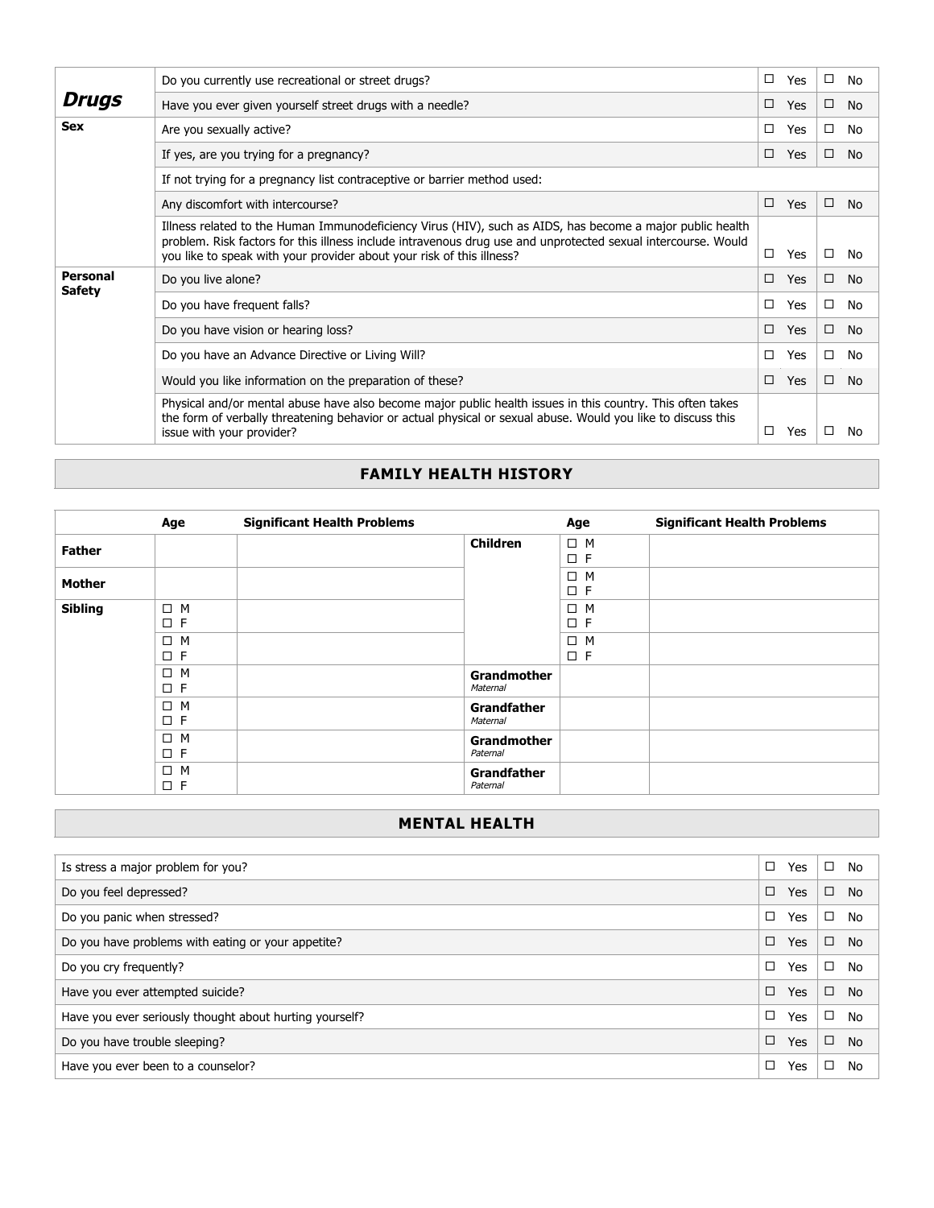| | | | |
|---|---|---|---|
| ***Drugs*** | Do you currently use recreational or street drugs? | ☐ Yes | ☐ No |
| | Have you ever given yourself street drugs with a needle? | ☐ Yes | ☐ No |
| **Sex** | Are you sexually active? | ☐ Yes | ☐ No |
| | If yes, are you trying for a pregnancy? | ☐ Yes | ☐ No |
| | If not trying for a pregnancy list contraceptive or barrier method used: | | |
| | Any discomfort with intercourse? | ☐ Yes | ☐ No |
| | Illness related to the Human Immunodeficiency Virus (HIV), such as AIDS, has become a major public health problem. Risk factors for this illness include intravenous drug use and unprotected sexual intercourse. Would you like to speak with your provider about your risk of this illness? | ☐ Yes | ☐ No |
| **Personal Safety** | Do you live alone? | ☐ Yes | ☐ No |
| | Do you have frequent falls? | ☐ Yes | ☐ No |
| | Do you have vision or hearing loss? | ☐ Yes | ☐ No |
| | Do you have an Advance Directive or Living Will? | ☐ Yes | ☐ No |
| | Would you like information on the preparation of these? | ☐ Yes | ☐ No |
| | Physical and/or mental abuse have also become major public health issues in this country. This often takes the form of verbally threatening behavior or actual physical or sexual abuse. Would you like to discuss this issue with your provider? | ☐ Yes | ☐ No |

## FAMILY HEALTH HISTORY

| | Age | Significant Health Problems | | Age | Significant Health Problems |
|---|---|---|---|---|---|
| **Father** | | | **Children** | ☐ M ☐ F | |
| **Mother** | | | | ☐ M ☐ F | |
| **Sibling** | ☐ M ☐ F | | | ☐ M ☐ F | |
| | ☐ M ☐ F | | | ☐ M ☐ F | |
| | ☐ M ☐ F | | **Grandmother** *Maternal* | | |
| | ☐ M ☐ F | | **Grandfather** *Maternal* | | |
| | ☐ M ☐ F | | **Grandmother** *Paternal* | | |
| | ☐ M ☐ F | | **Grandfather** *Paternal* | | |

## MENTAL HEALTH

| | | |
|---|---|---|
| Is stress a major problem for you? | ☐ Yes | ☐ No |
| Do you feel depressed? | ☐ Yes | ☐ No |
| Do you panic when stressed? | ☐ Yes | ☐ No |
| Do you have problems with eating or your appetite? | ☐ Yes | ☐ No |
| Do you cry frequently? | ☐ Yes | ☐ No |
| Have you ever attempted suicide? | ☐ Yes | ☐ No |
| Have you ever seriously thought about hurting yourself? | ☐ Yes | ☐ No |
| Do you have trouble sleeping? | ☐ Yes | ☐ No |
| Have you ever been to a counselor? | ☐ Yes | ☐ No |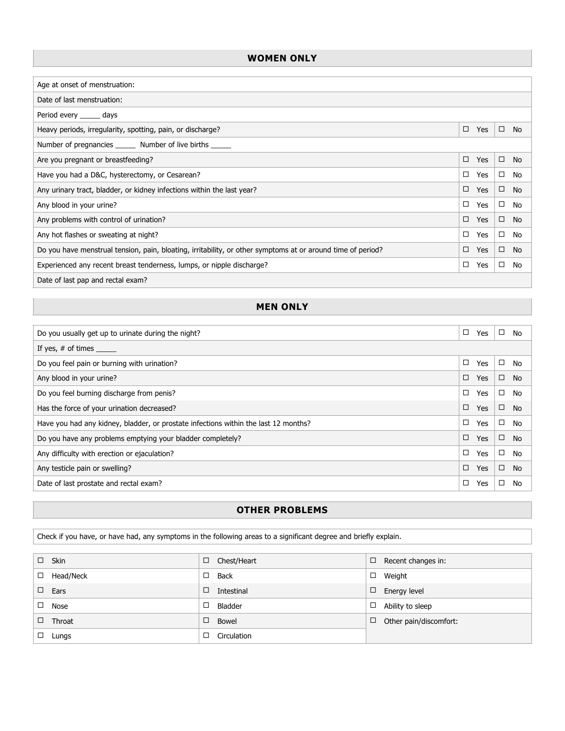## WOMEN ONLY

| | | |
|---|---|---|
| Age at onset of menstruation: | | |
| Date of last menstruation: | | |
| Period every _____ days | | |
| Heavy periods, irregularity, spotting, pain, or discharge? | ☐ Yes | ☐ No |
| Number of pregnancies _____ Number of live births _____ | | |
| Are you pregnant or breastfeeding? | ☐ Yes | ☐ No |
| Have you had a D&C, hysterectomy, or Cesarean? | ☐ Yes | ☐ No |
| Any urinary tract, bladder, or kidney infections within the last year? | ☐ Yes | ☐ No |
| Any blood in your urine? | ☐ Yes | ☐ No |
| Any problems with control of urination? | ☐ Yes | ☐ No |
| Any hot flashes or sweating at night? | ☐ Yes | ☐ No |
| Do you have menstrual tension, pain, bloating, irritability, or other symptoms at or around time of period? | ☐ Yes | ☐ No |
| Experienced any recent breast tenderness, lumps, or nipple discharge? | ☐ Yes | ☐ No |
| Date of last pap and rectal exam? | | |

## MEN ONLY

| | | |
|---|---|---|
| Do you usually get up to urinate during the night? | ☐ Yes | ☐ No |
| If yes, # of times _____ | | |
| Do you feel pain or burning with urination? | ☐ Yes | ☐ No |
| Any blood in your urine? | ☐ Yes | ☐ No |
| Do you feel burning discharge from penis? | ☐ Yes | ☐ No |
| Has the force of your urination decreased? | ☐ Yes | ☐ No |
| Have you had any kidney, bladder, or prostate infections within the last 12 months? | ☐ Yes | ☐ No |
| Do you have any problems emptying your bladder completely? | ☐ Yes | ☐ No |
| Any difficulty with erection or ejaculation? | ☐ Yes | ☐ No |
| Any testicle pain or swelling? | ☐ Yes | ☐ No |
| Date of last prostate and rectal exam? | ☐ Yes | ☐ No |

## OTHER PROBLEMS

Check if you have, or have had, any symptoms in the following areas to a significant degree and briefly explain.

| | | |
|---|---|---|
| ☐ Skin | ☐ Chest/Heart | ☐ Recent changes in: |
| ☐ Head/Neck | ☐ Back | ☐ Weight |
| ☐ Ears | ☐ Intestinal | ☐ Energy level |
| ☐ Nose | ☐ Bladder | ☐ Ability to sleep |
| ☐ Throat | ☐ Bowel | ☐ Other pain/discomfort: |
| ☐ Lungs | ☐ Circulation | |